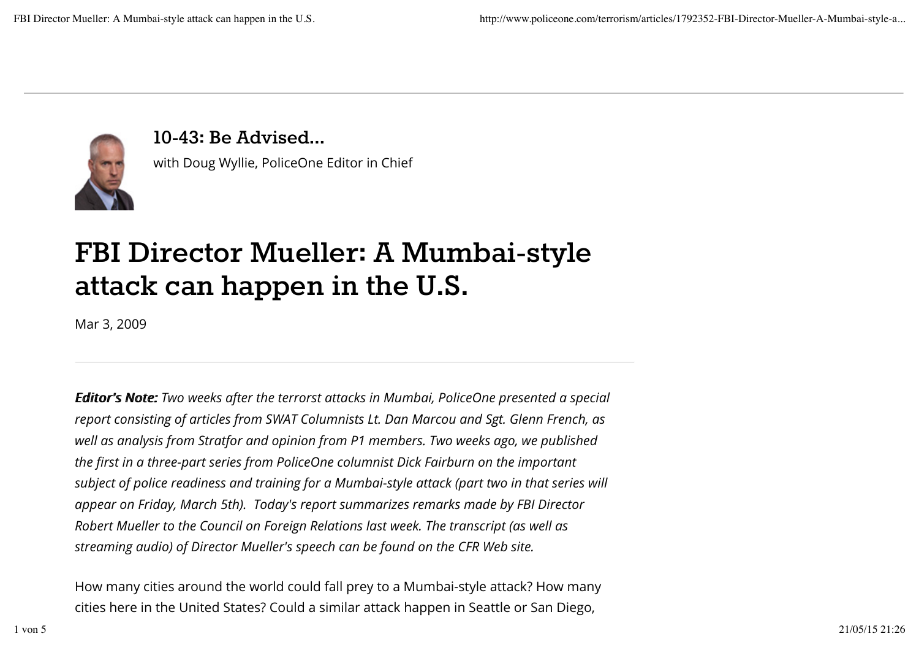10-43: Be Advised...

with Doug Wyllie, PoliceOne Editor in Chief

# FBI Director Mueller: A Mumbai-style attack can happen in the U.S.

Mar 3, 2009

***Editor's Note:*** *Two weeks after the terrorst attacks in Mumbai, PoliceOne presented a special report consisting of articles from SWAT Columnists Lt. Dan Marcou and Sgt. Glenn French, as well as analysis from Stratfor and opinion from P1 members. Two weeks ago, we published the first in a three-part series from PoliceOne columnist Dick Fairburn on the important subject of police readiness and training for a Mumbai-style attack (part two in that series will appear on Friday, March 5th). Today's report summarizes remarks made by FBI Director Robert Mueller to the Council on Foreign Relations last week. The transcript (as well as streaming audio) of Director Mueller's speech can be found on the CFR Web site.*

How many cities around the world could fall prey to a Mumbai-style attack? How many cities here in the United States? Could a similar attack happen in Seattle or San Diego,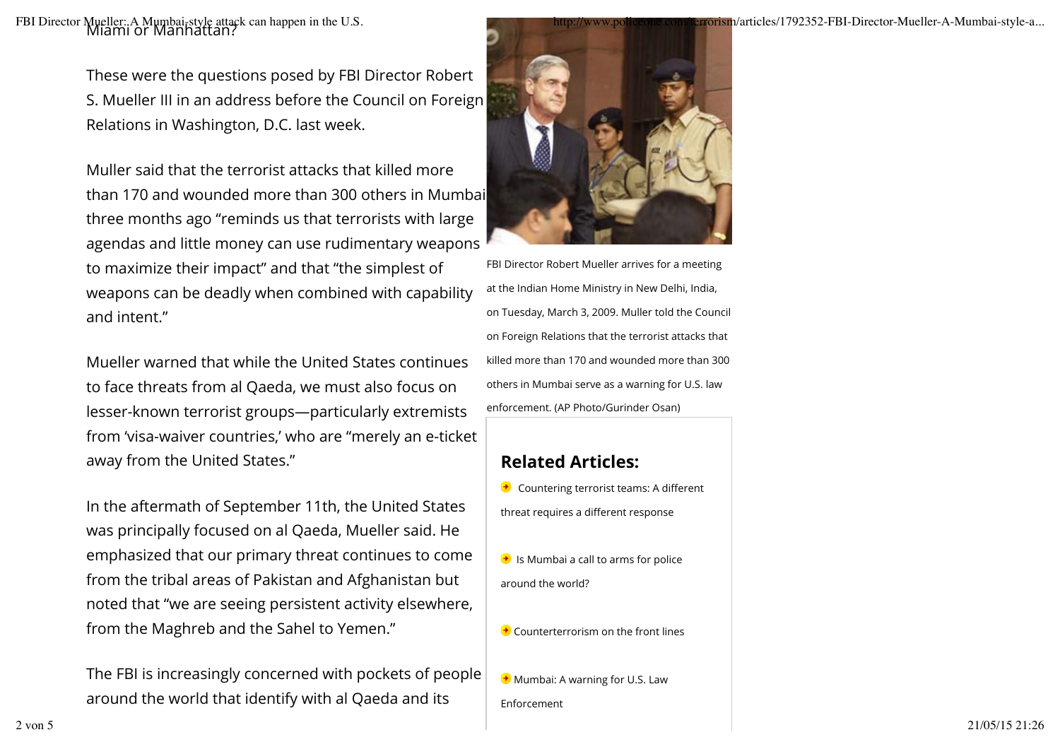Miami or Manhattan?

These were the questions posed by FBI Director Robert S. Mueller III in an address before the Council on Foreign Relations in Washington, D.C. last week.

Muller said that the terrorist attacks that killed more than 170 and wounded more than 300 others in Mumbai three months ago "reminds us that terrorists with large agendas and little money can use rudimentary weapons to maximize their impact" and that "the simplest of weapons can be deadly when combined with capability and intent."

Mueller warned that while the United States continues to face threats from al Qaeda, we must also focus on lesser-known terrorist groups—particularly extremists from 'visa-waiver countries,' who are "merely an e-ticket away from the United States."

In the aftermath of September 11th, the United States was principally focused on al Qaeda, Mueller said. He emphasized that our primary threat continues to come from the tribal areas of Pakistan and Afghanistan but noted that "we are seeing persistent activity elsewhere, from the Maghreb and the Sahel to Yemen."

The FBI is increasingly concerned with pockets of people around the world that identify with al Qaeda and its

FBI Director Robert Mueller arrives for a meeting at the Indian Home Ministry in New Delhi, India, on Tuesday, March 3, 2009. Muller told the Council on Foreign Relations that the terrorist attacks that killed more than 170 and wounded more than 300 others in Mumbai serve as a warning for U.S. law enforcement. (AP Photo/Gurinder Osan)

## Related Articles:

- Countering terrorist teams: A different threat requires a different response
- Is Mumbai a call to arms for police around the world?
- Counterterrorism on the front lines
- Mumbai: A warning for U.S. Law Enforcement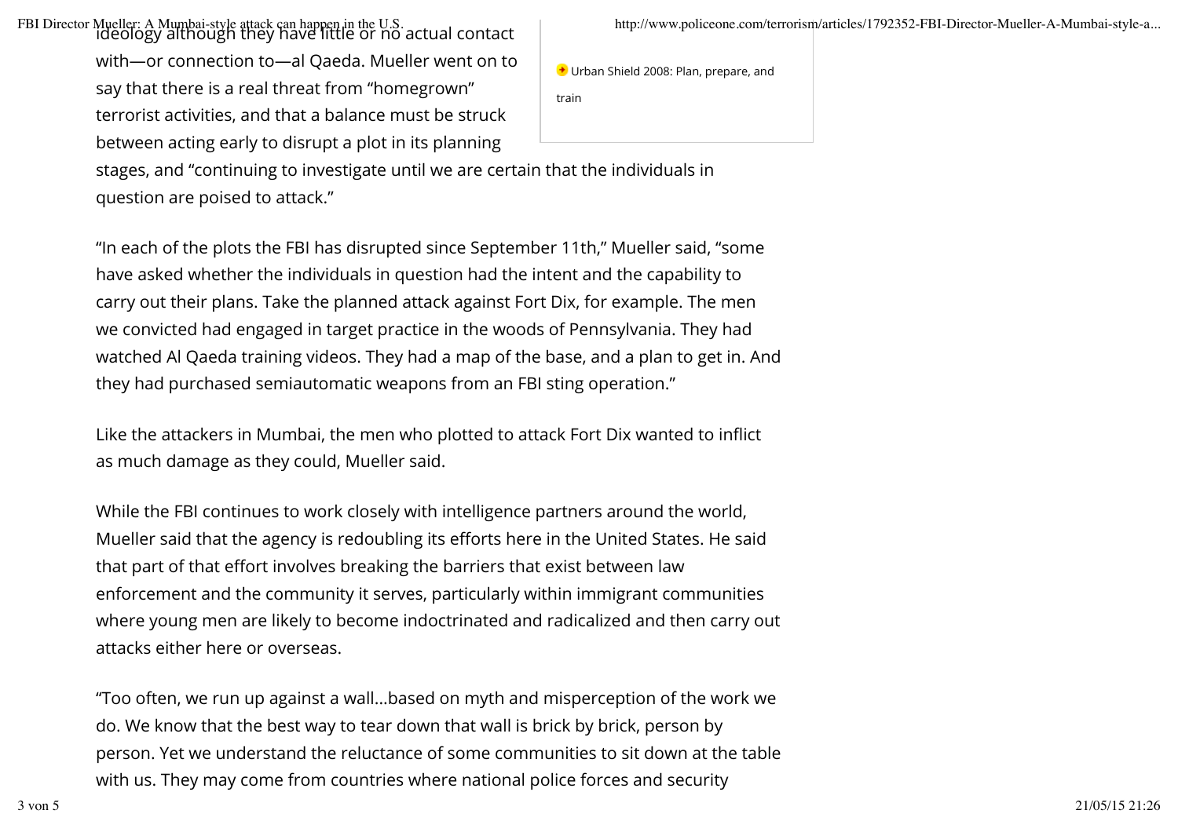ideology although they have little or no actual contact with—or connection to—al Qaeda. Mueller went on to say that there is a real threat from "homegrown" terrorist activities, and that a balance must be struck between acting early to disrupt a plot in its planning stages, and "continuing to investigate until we are certain that the individuals in question are poised to attack."

Urban Shield 2008: Plan, prepare, and train

"In each of the plots the FBI has disrupted since September 11th," Mueller said, "some have asked whether the individuals in question had the intent and the capability to carry out their plans. Take the planned attack against Fort Dix, for example. The men we convicted had engaged in target practice in the woods of Pennsylvania. They had watched Al Qaeda training videos. They had a map of the base, and a plan to get in. And they had purchased semiautomatic weapons from an FBI sting operation."

Like the attackers in Mumbai, the men who plotted to attack Fort Dix wanted to inflict as much damage as they could, Mueller said.

While the FBI continues to work closely with intelligence partners around the world, Mueller said that the agency is redoubling its efforts here in the United States. He said that part of that effort involves breaking the barriers that exist between law enforcement and the community it serves, particularly within immigrant communities where young men are likely to become indoctrinated and radicalized and then carry out attacks either here or overseas.

"Too often, we run up against a wall...based on myth and misperception of the work we do. We know that the best way to tear down that wall is brick by brick, person by person. Yet we understand the reluctance of some communities to sit down at the table with us. They may come from countries where national police forces and security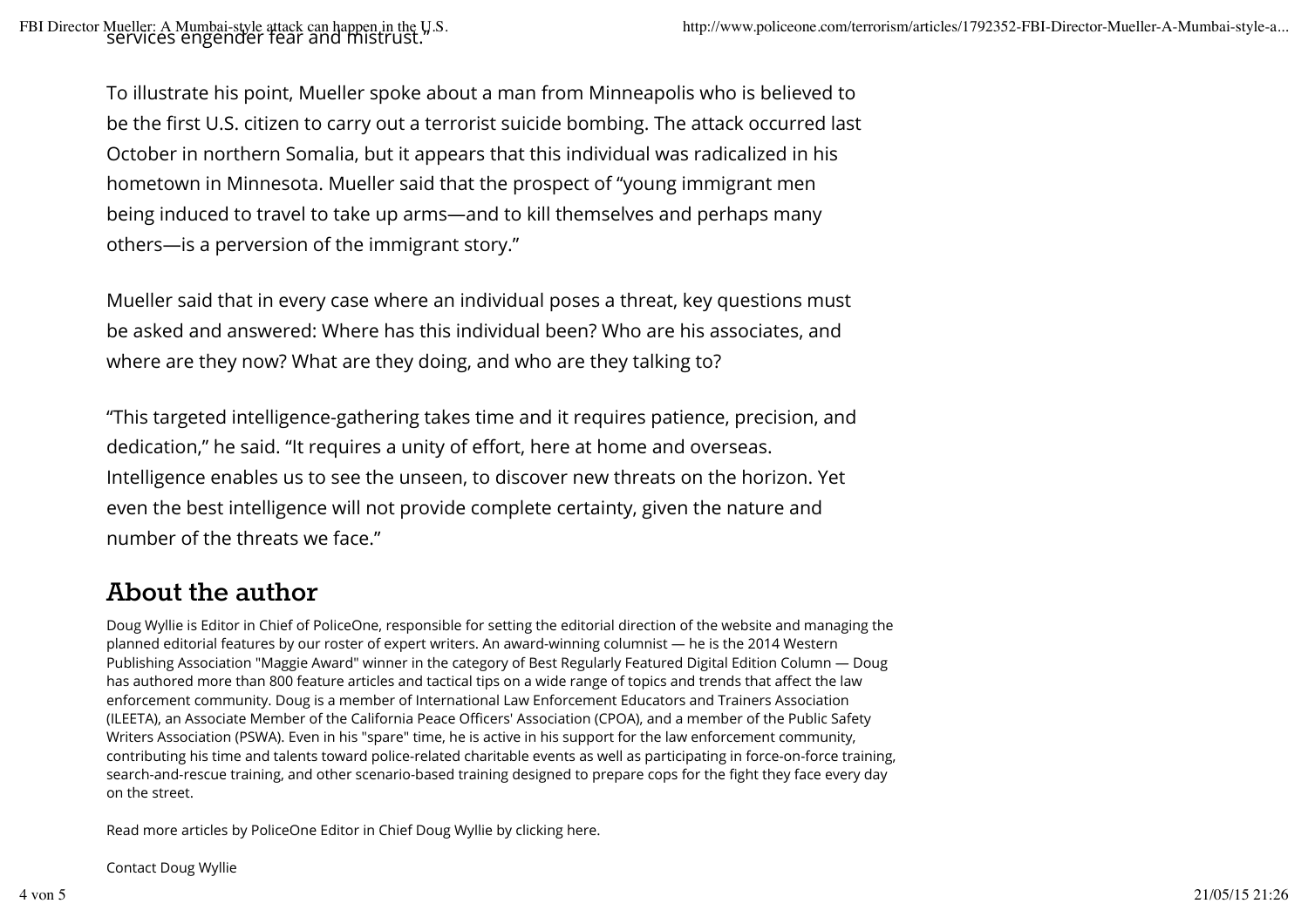services engender fear and mistrust."

To illustrate his point, Mueller spoke about a man from Minneapolis who is believed to be the first U.S. citizen to carry out a terrorist suicide bombing. The attack occurred last October in northern Somalia, but it appears that this individual was radicalized in his hometown in Minnesota. Mueller said that the prospect of "young immigrant men being induced to travel to take up arms—and to kill themselves and perhaps many others—is a perversion of the immigrant story."

Mueller said that in every case where an individual poses a threat, key questions must be asked and answered: Where has this individual been? Who are his associates, and where are they now? What are they doing, and who are they talking to?

"This targeted intelligence-gathering takes time and it requires patience, precision, and dedication," he said. "It requires a unity of effort, here at home and overseas. Intelligence enables us to see the unseen, to discover new threats on the horizon. Yet even the best intelligence will not provide complete certainty, given the nature and number of the threats we face."

## About the author

Doug Wyllie is Editor in Chief of PoliceOne, responsible for setting the editorial direction of the website and managing the planned editorial features by our roster of expert writers. An award-winning columnist — he is the 2014 Western Publishing Association "Maggie Award" winner in the category of Best Regularly Featured Digital Edition Column — Doug has authored more than 800 feature articles and tactical tips on a wide range of topics and trends that affect the law enforcement community. Doug is a member of International Law Enforcement Educators and Trainers Association (ILEETA), an Associate Member of the California Peace Officers' Association (CPOA), and a member of the Public Safety Writers Association (PSWA). Even in his "spare" time, he is active in his support for the law enforcement community, contributing his time and talents toward police-related charitable events as well as participating in force-on-force training, search-and-rescue training, and other scenario-based training designed to prepare cops for the fight they face every day on the street.

Read more articles by PoliceOne Editor in Chief Doug Wyllie by clicking here.

Contact Doug Wyllie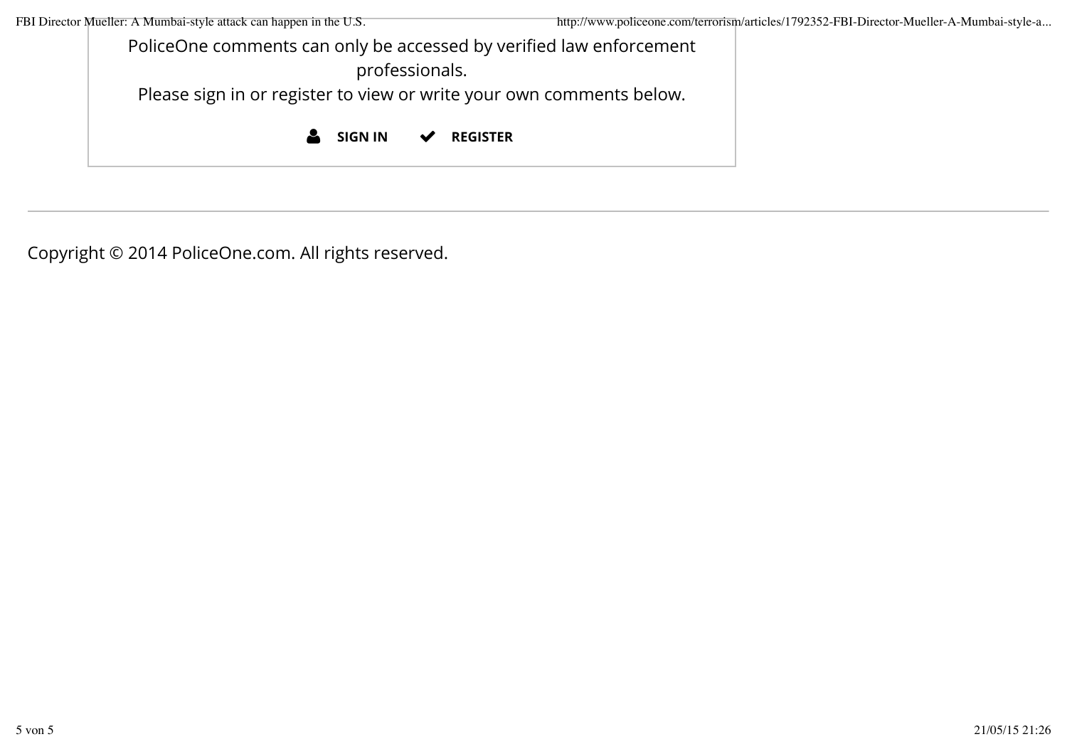PoliceOne comments can only be accessed by verified law enforcement professionals.
Please sign in or register to view or write your own comments below.

SIGN IN REGISTER

---

Copyright © 2014 PoliceOne.com. All rights reserved.